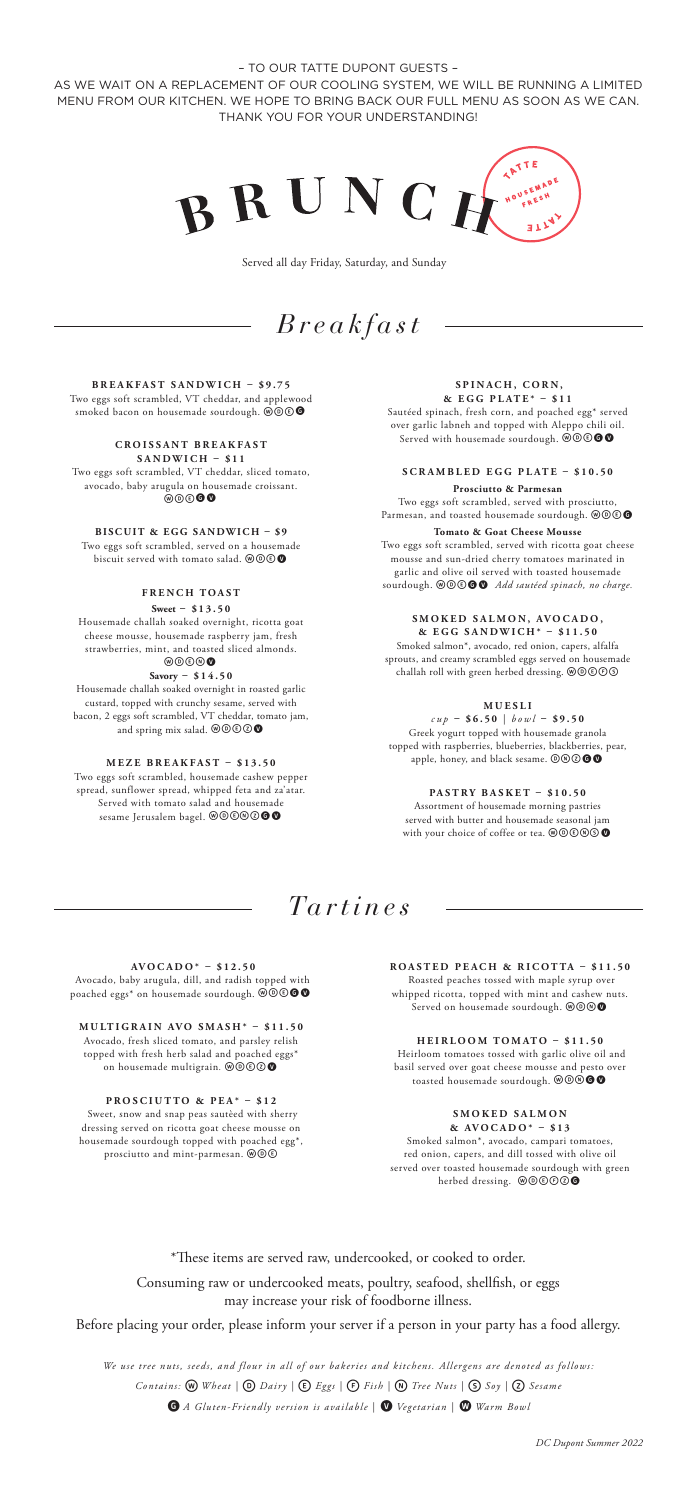– TO OUR TATTE DUPONT GUESTS –

AS WE WAIT ON A REPLACEMENT OF OUR COOLING SYSTEM, WE WILL BE RUNNING A LIMITED MENU FROM OUR KITCHEN. WE HOPE TO BRING BACK OUR FULL MENU AS SOON AS WE CAN. THANK YOU FOR YOUR UNDERSTANDING!

# BRUNCH

TATTE HOUSEMADE FRESH TATTE

Served all day Friday, Saturday, and Sunday

## *Breakfast*

**BREAKFAST SANDWICH – $9.75**
Two eggs soft scrambled, VT cheddar, and applewood smoked bacon on housemade sourdough. Ⓦ Ⓓ Ⓔ Ⓖ

**CROISSANT BREAKFAST SANDWICH – $11**
Two eggs soft scrambled, VT cheddar, sliced tomato, avocado, baby arugula on housemade croissant. Ⓦ Ⓓ Ⓔ Ⓖ Ⓥ

**BISCUIT & EGG SANDWICH – $9**
Two eggs soft scrambled, served on a housemade biscuit served with tomato salad. Ⓦ Ⓓ Ⓔ Ⓥ

**FRENCH TOAST**

**Sweet – $13.50**
Housemade challah soaked overnight, ricotta goat cheese mousse, housemade raspberry jam, fresh strawberries, mint, and toasted sliced almonds. Ⓦ Ⓓ Ⓔ Ⓝ Ⓥ

**Savory – $14.50**
Housemade challah soaked overnight in roasted garlic custard, topped with crunchy sesame, served with bacon, 2 eggs soft scrambled, VT cheddar, tomato jam, and spring mix salad. Ⓦ Ⓓ Ⓔ Ⓩ Ⓥ

**MEZE BREAKFAST – $13.50**
Two eggs soft scrambled, housemade cashew pepper spread, sunflower spread, whipped feta and za'atar. Served with tomato salad and housemade sesame Jerusalem bagel. Ⓦ Ⓓ Ⓔ Ⓝ Ⓩ Ⓖ Ⓥ

**SPINACH, CORN, & EGG PLATE* – $11**
Sautéed spinach, fresh corn, and poached egg* served over garlic labneh and topped with Aleppo chili oil. Served with housemade sourdough. Ⓦ Ⓓ Ⓔ Ⓖ Ⓥ

**SCRAMBLED EGG PLATE – $10.50**

**Prosciutto & Parmesan**
Two eggs soft scrambled, served with prosciutto, Parmesan, and toasted housemade sourdough. Ⓦ Ⓓ Ⓔ Ⓖ

**Tomato & Goat Cheese Mousse**
Two eggs soft scrambled, served with ricotta goat cheese mousse and sun-dried cherry tomatoes marinated in garlic and olive oil served with toasted housemade sourdough. Ⓦ Ⓓ Ⓔ Ⓖ Ⓥ *Add sautéed spinach, no charge.*

**SMOKED SALMON, AVOCADO, & EGG SANDWICH* – $11.50**
Smoked salmon*, avocado, red onion, capers, alfalfa sprouts, and creamy scrambled eggs served on housemade challah roll with green herbed dressing. Ⓦ Ⓓ Ⓔ Ⓕ Ⓢ

**MUESLI**
*cup* – **$6.50** | *bowl* – **$9.50**
Greek yogurt topped with housemade granola topped with raspberries, blueberries, blackberries, pear, apple, honey, and black sesame. Ⓓ Ⓝ Ⓩ Ⓖ Ⓥ

**PASTRY BASKET – $10.50**
Assortment of housemade morning pastries served with butter and housemade seasonal jam with your choice of coffee or tea. Ⓦ Ⓓ Ⓔ Ⓝ Ⓢ Ⓥ

## *Tartines*

**AVOCADO* – $12.50**
Avocado, baby arugula, dill, and radish topped with poached eggs* on housemade sourdough. Ⓦ Ⓓ Ⓔ Ⓖ Ⓥ

**MULTIGRAIN AVO SMASH* – $11.50**
Avocado, fresh sliced tomato, and parsley relish topped with fresh herb salad and poached eggs* on housemade multigrain. Ⓦ Ⓓ Ⓔ Ⓩ Ⓥ

**PROSCIUTTO & PEA* – $12**
Sweet, snow and snap peas sautéed with sherry dressing served on ricotta goat cheese mousse on housemade sourdough topped with poached egg*, prosciutto and mint-parmesan. Ⓦ Ⓓ Ⓔ

**ROASTED PEACH & RICOTTA – $11.50**
Roasted peaches tossed with maple syrup over whipped ricotta, topped with mint and cashew nuts. Served on housemade sourdough. Ⓦ Ⓓ Ⓝ Ⓥ

**HEIRLOOM TOMATO – $11.50**
Heirloom tomatoes tossed with garlic olive oil and basil served over goat cheese mousse and pesto over toasted housemade sourdough. Ⓦ Ⓓ Ⓝ Ⓖ Ⓥ

**SMOKED SALMON & AVOCADO* – $13**
Smoked salmon*, avocado, campari tomatoes, red onion, capers, and dill tossed with olive oil served over toasted housemade sourdough with green herbed dressing. Ⓦ Ⓓ Ⓔ Ⓕ Ⓩ Ⓖ

*These items are served raw, undercooked, or cooked to order.

Consuming raw or undercooked meats, poultry, seafood, shellfish, or eggs may increase your risk of foodborne illness.

Before placing your order, please inform your server if a person in your party has a food allergy.

*We use tree nuts, seeds, and flour in all of our bakeries and kitchens. Allergens are denoted as follows:*
*Contains:* Ⓦ *Wheat* | Ⓓ *Dairy* | Ⓔ *Eggs* | Ⓕ *Fish* | Ⓝ *Tree Nuts* | Ⓢ *Soy* | Ⓩ *Sesame*
Ⓖ *A Gluten-Friendly version is available* | Ⓥ *Vegetarian* | Ⓦ *Warm Bowl*

*DC Dupont Summer 2022*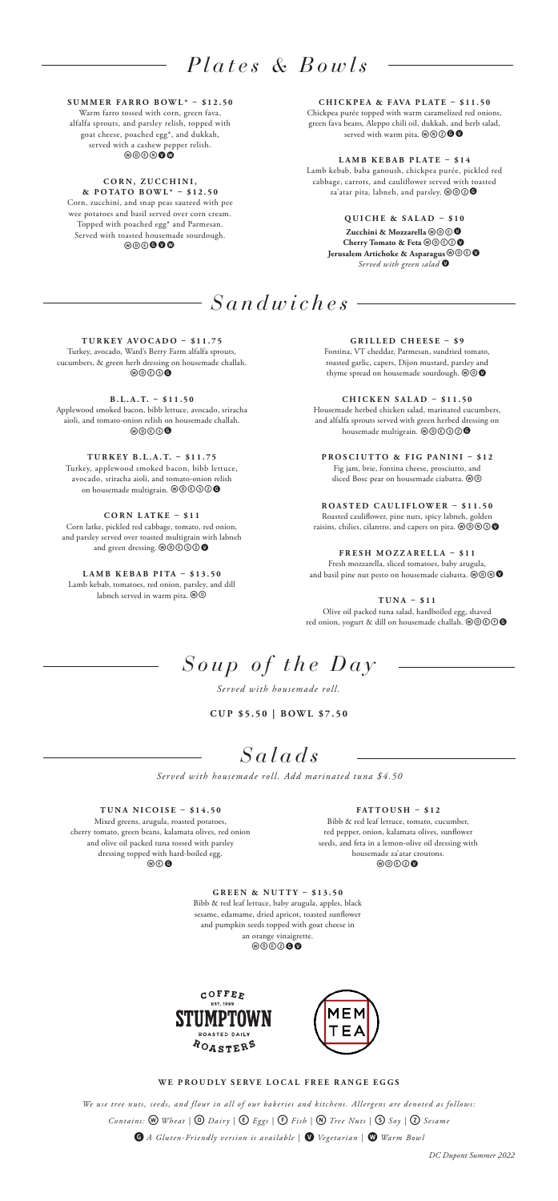# Plates & Bowls

### SUMMER FARRO BOWL* – $12.50

Warm farro tossed with corn, green fava, alfalfa sprouts, and parsley relish, topped with goat cheese, poached egg*, and dukkah, served with a cashew pepper relish.
Ⓦ Ⓓ Ⓔ Ⓝ Ⓥ Ⓦ

### CORN, ZUCCHINI, & POTATO BOWL* – $12.50

Corn, zucchini, and snap peas sauteed with pee wee potatoes and basil served over corn cream. Topped with poached egg* and Parmesan. Served with toasted housemade sourdough.
Ⓦ Ⓓ Ⓔ Ⓖ Ⓥ Ⓦ

### CHICKPEA & FAVA PLATE – $11.50

Chickpea purée topped with warm caramelized red onions, green fava beans, Aleppo chili oil, dukkah, and herb salad, served with warm pita.
Ⓦ Ⓝ Ⓩ Ⓖ Ⓥ

### LAMB KEBAB PLATE – $14

Lamb kebab, baba ganoush, chickpea purée, pickled red cabbage, carrots, and cauliflower served with toasted za'atar pita, labneh, and parsley.
Ⓦ Ⓓ Ⓩ Ⓖ

### QUICHE & SALAD – $10

**Zucchini & Mozzarella** Ⓦ Ⓓ Ⓔ Ⓥ
**Cherry Tomato & Feta** Ⓦ Ⓓ Ⓔ Ⓩ Ⓥ
**Jerusalem Artichoke & Asparagus** Ⓦ Ⓓ Ⓔ Ⓥ
*Served with green salad* Ⓥ

# Sandwiches

### TURKEY AVOCADO – $11.75

Turkey, avocado, Ward's Berry Farm alfalfa sprouts, cucumbers, & green herb dressing on housemade challah.
Ⓦ Ⓓ Ⓔ Ⓢ Ⓖ

### B.L.A.T. – $11.50

Applewood smoked bacon, bibb lettuce, avocado, sriracha aioli, and tomato-onion relish on housemade challah.
Ⓦ Ⓓ Ⓔ Ⓢ Ⓖ

### TURKEY B.L.A.T. – $11.75

Turkey, applewood smoked bacon, bibb lettuce, avocado, sriracha aioli, and tomato-onion relish on housemade multigrain.
Ⓦ Ⓓ Ⓔ Ⓢ Ⓩ Ⓖ

### CORN LATKE – $11

Corn latke, pickled red cabbage, tomato, red onion, and parsley served over toasted multigrain with labneh and green dressing.
Ⓦ Ⓓ Ⓔ Ⓢ Ⓩ Ⓥ

### LAMB KEBAB PITA – $13.50

Lamb kebab, tomatoes, red onion, parsley, and dill labneh served in warm pita.
Ⓦ Ⓓ

### GRILLED CHEESE – $9

Fontina, VT cheddar, Parmesan, sundried tomato, roasted garlic, capers, Dijon mustard, parsley and thyme spread on housemade sourdough.
Ⓦ Ⓓ Ⓥ

### CHICKEN SALAD – $11.50

Housemade herbed chicken salad, marinated cucumbers, and alfalfa sprouts served with green herbed dressing on housemade multigrain.
Ⓦ Ⓓ Ⓔ Ⓢ Ⓩ Ⓖ

### PROSCIUTTO & FIG PANINI – $12

Fig jam, brie, fontina cheese, prosciutto, and sliced Bosc pear on housemade ciabatta.
Ⓦ Ⓓ

### ROASTED CAULIFLOWER – $11.50

Roasted cauliflower, pine nuts, spicy labneh, golden raisins, chilies, cilantro, and capers on pita.
Ⓦ Ⓓ Ⓝ Ⓢ Ⓥ

### FRESH MOZZARELLA – $11

Fresh mozzarella, sliced tomatoes, baby arugula, and basil pine nut pesto on housemade ciabatta.
Ⓦ Ⓓ Ⓝ Ⓥ

### TUNA – $11

Olive oil packed tuna salad, hardboiled egg, shaved red onion, yogurt & dill on housemade challah.
Ⓦ Ⓓ Ⓔ Ⓕ Ⓖ

# Soup of the Day

*Served with housemade roll.*

**CUP $5.50 | BOWL $7.50**

# Salads

*Served with housemade roll. Add marinated tuna $4.50*

### TUNA NICOISE – $14.50

Mixed greens, arugula, roasted potatoes, cherry tomato, green beans, kalamata olives, red onion and olive oil packed tuna tossed with parsley dressing topped with hard-boiled egg.
Ⓦ Ⓔ Ⓖ

### FATTOUSH – $12

Bibb & red leaf lettuce, tomato, cucumber, red pepper, onion, kalamata olives, sunflower seeds, and feta in a lemon-olive oil dressing with housemade za'atar croutons.
Ⓦ Ⓓ Ⓔ Ⓩ Ⓥ

### GREEN & NUTTY – $13.50

Bibb & red leaf lettuce, baby arugula, apples, black sesame, edamame, dried apricot, toasted sunflower and pumpkin seeds topped with goat cheese in an orange vinaigrette.
Ⓦ Ⓓ Ⓔ Ⓩ Ⓖ Ⓥ

COFFEE EST. 1999 STUMPTOWN ROASTED DAILY ROASTERS

MEM TEA

**WE PROUDLY SERVE LOCAL FREE RANGE EGGS**

*We use tree nuts, seeds, and flour in all of our bakeries and kitchens. Allergens are denoted as follows:*

*Contains:* Ⓦ *Wheat* | Ⓓ *Dairy* | Ⓔ *Eggs* | Ⓕ *Fish* | Ⓝ *Tree Nuts* | Ⓢ *Soy* | Ⓩ *Sesame*

Ⓖ *A Gluten-Friendly version is available* | Ⓥ *Vegetarian* | Ⓦ *Warm Bowl*

*DC Dupont Summer 2022*